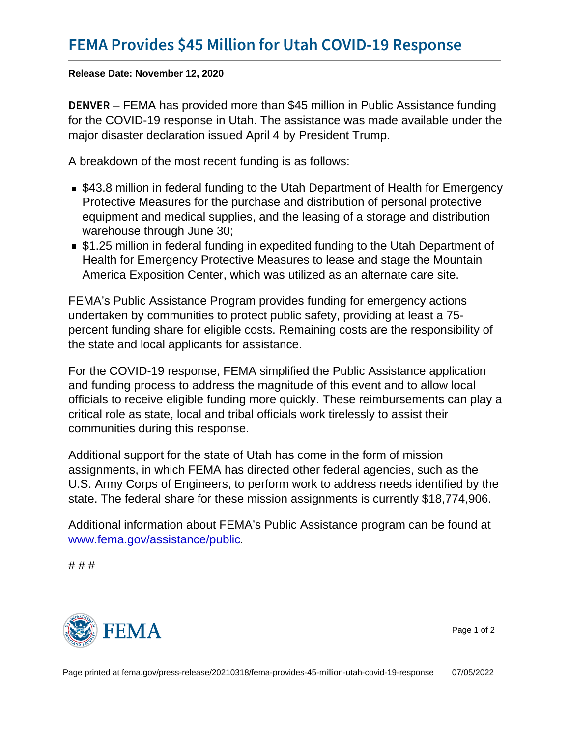# FEMA Provides $45 Million for Utah COVID-19 Response

**Release Date: November 12, 2020**

DENVER – FEMA has provided more than $45 million in Public Assistance funding for the COVID-19 response in Utah. The assistance was made available under the major disaster declaration issued April 4 by President Trump.

A breakdown of the most recent funding is as follows:

- $43.8 million in federal funding to the Utah Department of Health for Emergency Protective Measures for the purchase and distribution of personal protective equipment and medical supplies, and the leasing of a storage and distribution warehouse through June 30;
- $1.25 million in federal funding in expedited funding to the Utah Department of Health for Emergency Protective Measures to lease and stage the Mountain America Exposition Center, which was utilized as an alternate care site.

FEMA's Public Assistance Program provides funding for emergency actions undertaken by communities to protect public safety, providing at least a 75-percent funding share for eligible costs. Remaining costs are the responsibility of the state and local applicants for assistance.

For the COVID-19 response, FEMA simplified the Public Assistance application and funding process to address the magnitude of this event and to allow local officials to receive eligible funding more quickly. These reimbursements can play a critical role as state, local and tribal officials work tirelessly to assist their communities during this response.

Additional support for the state of Utah has come in the form of mission assignments, in which FEMA has directed other federal agencies, such as the U.S. Army Corps of Engineers, to perform work to address needs identified by the state. The federal share for these mission assignments is currently $18,774,906.

Additional information about FEMA's Public Assistance program can be found at [www.fema.gov/assistance/public](http://www.fema.gov/assistance/public).

# # #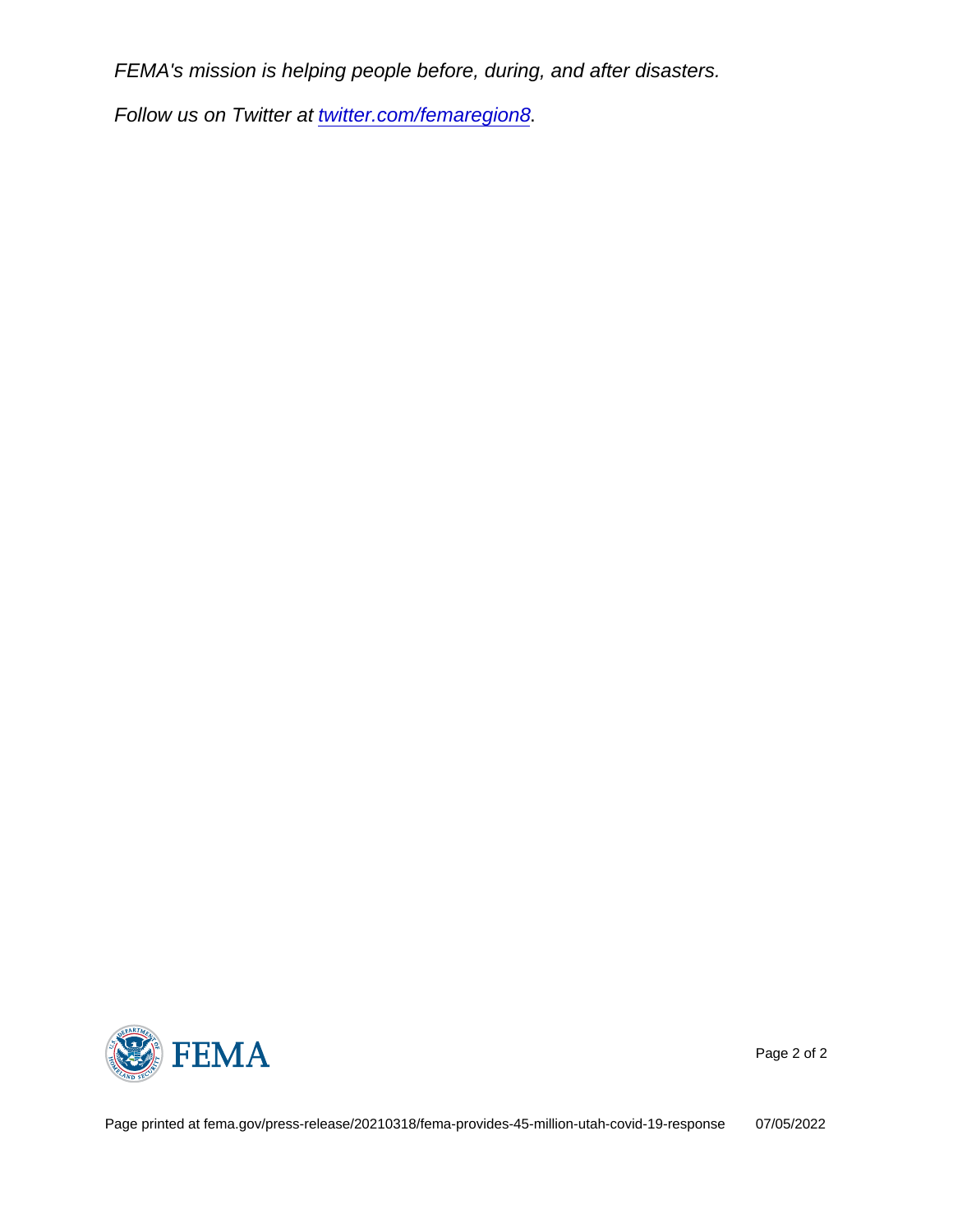*FEMA's mission is helping people before, during, and after disasters.*

*Follow us on Twitter at [twitter.com/femaregion8](twitter.com/femaregion8).*